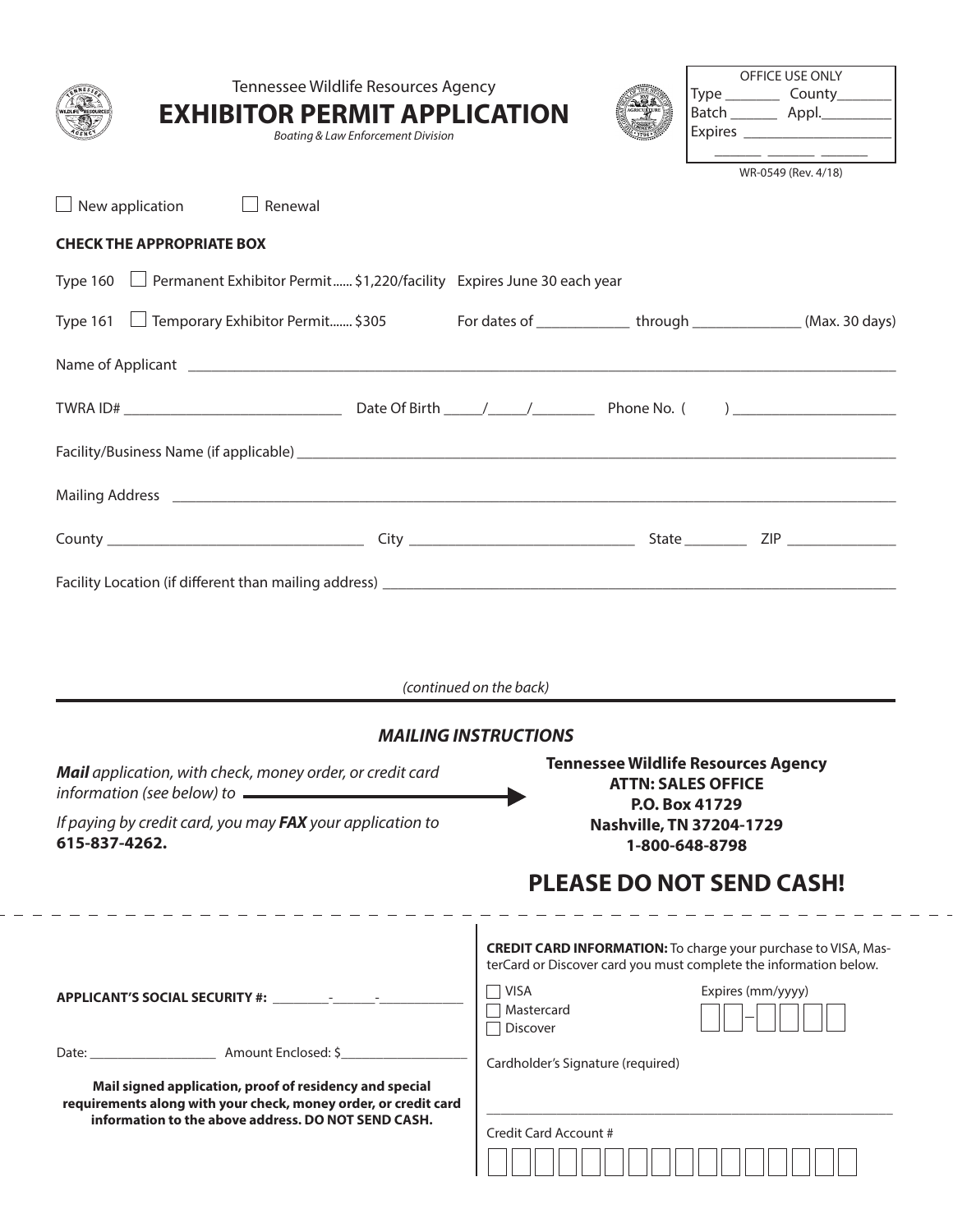Tennessee Wildlife Resources Agency

# EXHIBITOR PERMIT APPLICATION

*Boating & Law Enforcement Division*

| OFFICE USE ONLY | |
|---|---|
| Type ________ | County________ |
| Batch _______ | Appl.__________ |
| Expires ____________________ | |
| _______ _______ _______ | |

WR-0549 (Rev. 4/18)

☐ New application ☐ Renewal

**CHECK THE APPROPRIATE BOX**

Type 160 ☐ Permanent Exhibitor Permit...... $1,220/facility Expires June 30 each year

Type 161 ☐ Temporary Exhibitor Permit....... $305 For dates of _____________ through _______________ (Max. 30 days)

Name of Applicant ____________________________________________________________

TWRA ID# ______________________________ Date Of Birth _____/_____/_________ Phone No. ( ) ______________________

Facility/Business Name (if applicable) ____________________________________________________________

Mailing Address ____________________________________________________________

County ___________________________________ City ______________________________ State _________ ZIP _______________

Facility Location (if different than mailing address) ____________________________________________________________

*(continued on the back)*

## *MAILING INSTRUCTIONS*

***Mail** application, with check, money order, or credit card information (see below) to* →

**Tennessee Wildlife Resources Agency**
**ATTN: SALES OFFICE**
**P.O. Box 41729**
**Nashville, TN 37204-1729**
**1-800-648-8798**

*If paying by credit card, you may **FAX** your application to* **615-837-4262.**

## PLEASE DO NOT SEND CASH!

---

**APPLICANT'S SOCIAL SECURITY #:** _________-_______-_____________

Date: ___________________ Amount Enclosed: $___________________

**Mail signed application, proof of residency and special requirements along with your check, money order, or credit card information to the above address. DO NOT SEND CASH.**

**CREDIT CARD INFORMATION:** To charge your purchase to VISA, MasterCard or Discover card you must complete the information below.

☐ VISA
☐ Mastercard
☐ Discover

Expires (mm/yyyy) ☐☐–☐☐☐☐

Cardholder's Signature (required)

____________________________________________________________

Credit Card Account #

☐☐☐☐☐☐☐☐☐☐☐☐☐☐☐☐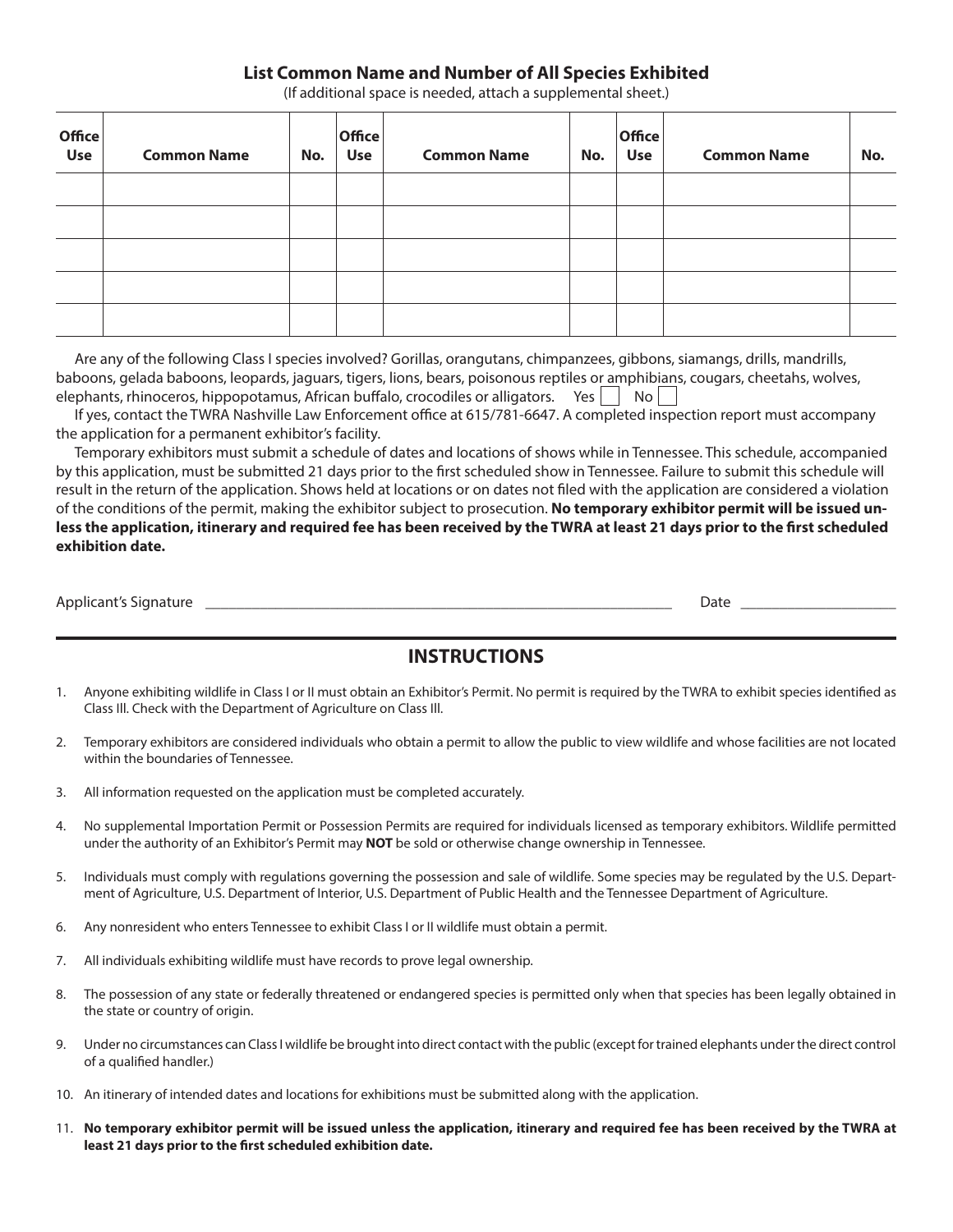## List Common Name and Number of All Species Exhibited

(If additional space is needed, attach a supplemental sheet.)

| Office Use | Common Name | No. | Office Use | Common Name | No. | Office Use | Common Name | No. |
|---|---|---|---|---|---|---|---|---|
| | | | | | | | | |
| | | | | | | | | |
| | | | | | | | | |
| | | | | | | | | |
| | | | | | | | | |

Are any of the following Class I species involved? Gorillas, orangutans, chimpanzees, gibbons, siamangs, drills, mandrills, baboons, gelada baboons, leopards, jaguars, tigers, lions, bears, poisonous reptiles or amphibians, cougars, cheetahs, wolves, elephants, rhinoceros, hippopotamus, African buffalo, crocodiles or alligators. Yes ☐ No ☐

If yes, contact the TWRA Nashville Law Enforcement office at 615/781-6647. A completed inspection report must accompany the application for a permanent exhibitor's facility.

Temporary exhibitors must submit a schedule of dates and locations of shows while in Tennessee. This schedule, accompanied by this application, must be submitted 21 days prior to the first scheduled show in Tennessee. Failure to submit this schedule will result in the return of the application. Shows held at locations or on dates not filed with the application are considered a violation of the conditions of the permit, making the exhibitor subject to prosecution. **No temporary exhibitor permit will be issued unless the application, itinerary and required fee has been received by the TWRA at least 21 days prior to the first scheduled exhibition date.**

Applicant's Signature ______________________________________________ Date ____________________

## INSTRUCTIONS

1. Anyone exhibiting wildlife in Class I or II must obtain an Exhibitor's Permit. No permit is required by the TWRA to exhibit species identified as Class III. Check with the Department of Agriculture on Class III.
2. Temporary exhibitors are considered individuals who obtain a permit to allow the public to view wildlife and whose facilities are not located within the boundaries of Tennessee.
3. All information requested on the application must be completed accurately.
4. No supplemental Importation Permit or Possession Permits are required for individuals licensed as temporary exhibitors. Wildlife permitted under the authority of an Exhibitor's Permit may **NOT** be sold or otherwise change ownership in Tennessee.
5. Individuals must comply with regulations governing the possession and sale of wildlife. Some species may be regulated by the U.S. Department of Agriculture, U.S. Department of Interior, U.S. Department of Public Health and the Tennessee Department of Agriculture.
6. Any nonresident who enters Tennessee to exhibit Class I or II wildlife must obtain a permit.
7. All individuals exhibiting wildlife must have records to prove legal ownership.
8. The possession of any state or federally threatened or endangered species is permitted only when that species has been legally obtained in the state or country of origin.
9. Under no circumstances can Class I wildlife be brought into direct contact with the public (except for trained elephants under the direct control of a qualified handler.)
10. An itinerary of intended dates and locations for exhibitions must be submitted along with the application.
11. **No temporary exhibitor permit will be issued unless the application, itinerary and required fee has been received by the TWRA at least 21 days prior to the first scheduled exhibition date.**